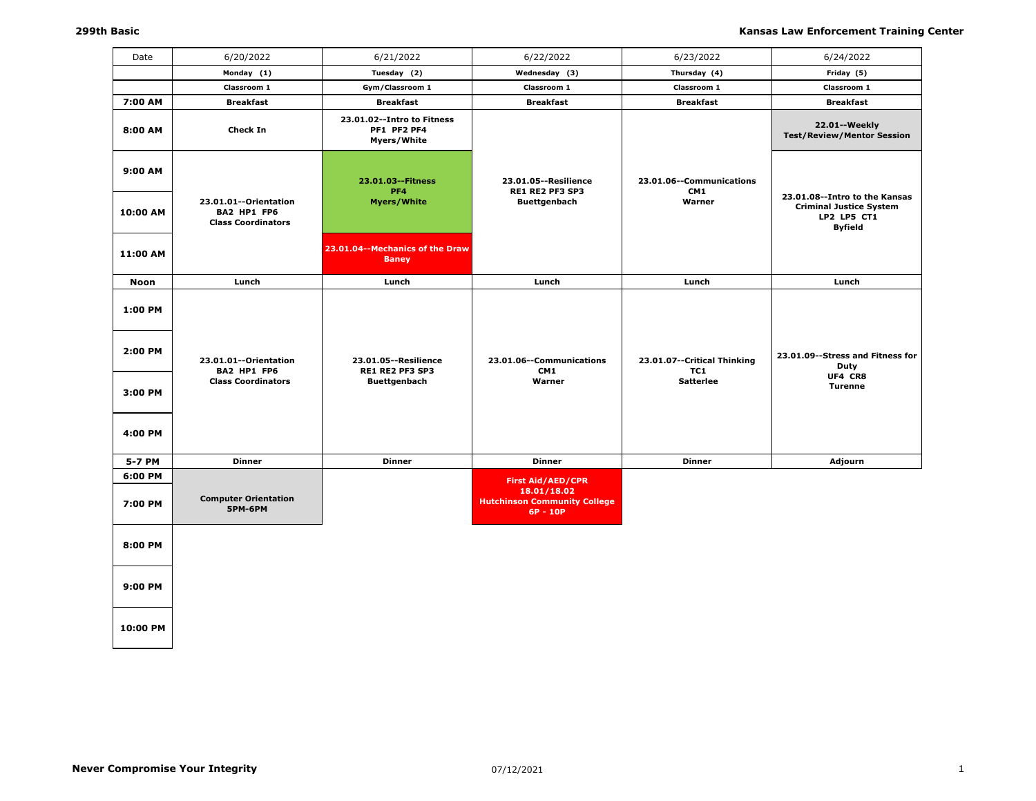**299th Basic** **Kansas Law Enforcement Training Center**

| Date | 6/20/2022 | 6/21/2022 | 6/22/2022 | 6/23/2022 | 6/24/2022 |
|---|---|---|---|---|---|
| | Monday (1) | Tuesday (2) | Wednesday (3) | Thursday (4) | Friday (5) |
| | Classroom 1 | Gym/Classroom 1 | Classroom 1 | Classroom 1 | Classroom 1 |
| 7:00 AM | Breakfast | Breakfast | Breakfast | Breakfast | Breakfast |
| 8:00 AM | Check In | 23.01.02--Intro to Fitness PF1 PF2 PF4 Myers/White | 23.01.05--Resilience RE1 RE2 PF3 SP3 Buettgenbach | 23.01.06--Communications CM1 Warner | 22.01--Weekly Test/Review/Mentor Session |
| 9:00 AM | 23.01.01--Orientation BA2 HP1 FP6 Class Coordinators | 23.01.03--Fitness PF4 Myers/White | | | 23.01.08--Intro to the Kansas Criminal Justice System LP2 LP5 CT1 Byfield |
| 10:00 AM | | | | | |
| 11:00 AM | | 23.01.04--Mechanics of the Draw Baney | | | |
| Noon | Lunch | Lunch | Lunch | Lunch | Lunch |
| 1:00 PM | 23.01.01--Orientation BA2 HP1 FP6 Class Coordinators | 23.01.05--Resilience RE1 RE2 PF3 SP3 Buettgenbach | 23.01.06--Communications CM1 Warner | 23.01.07--Critical Thinking TC1 Satterlee | 23.01.09--Stress and Fitness for Duty UF4 CR8 Turenne |
| 2:00 PM | | | | | |
| 3:00 PM | | | | | |
| 4:00 PM | | | | | |
| 5-7 PM | Dinner | Dinner | Dinner | Dinner | Adjourn |
| 6:00 PM | Computer Orientation 5PM-6PM | | First Aid/AED/CPR 18.01/18.02 Hutchinson Community College 6P - 10P | | |
| 7:00 PM | | | | | |
| 8:00 PM | | | | | |
| 9:00 PM | | | | | |
| 10:00 PM | | | | | |

**Never Compromise Your Integrity** 07/12/2021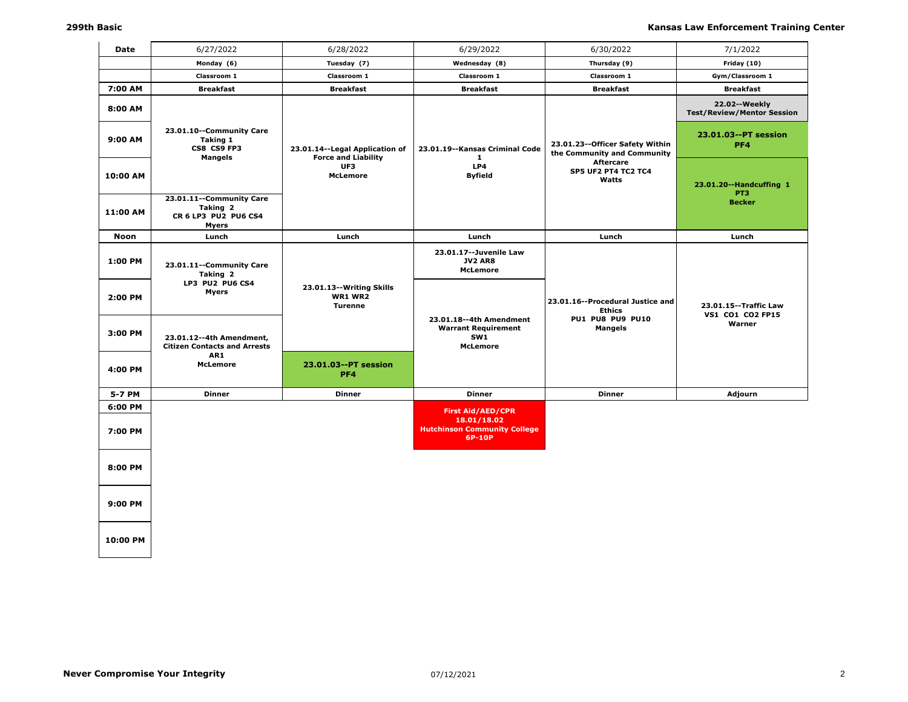| Date | 6/27/2022 | 6/28/2022 | 6/29/2022 | 6/30/2022 | 7/1/2022 |
|---|---|---|---|---|---|
| | Monday (6) | Tuesday (7) | Wednesday (8) | Thursday (9) | Friday (10) |
| | Classroom 1 | Classroom 1 | Classroom 1 | Classroom 1 | Gym/Classroom 1 |
| 7:00 AM | Breakfast | Breakfast | Breakfast | Breakfast | Breakfast |
| 8:00 AM | 23.01.10--Community Care Taking 1 CS8 CS9 FP3 Mangels | 23.01.14--Legal Application of Force and Liability UF3 McLemore | 23.01.19--Kansas Criminal Code 1 LP4 Byfield | 23.01.23--Officer Safety Within the Community and Community Aftercare SP5 UF2 PT4 TC2 TC4 Watts | 22.02--Weekly Test/Review/Mentor Session |
| 9:00 AM | | | | | 23.01.03--PT session PF4 |
| 10:00 AM | | | | | 23.01.20--Handcuffing 1 PT3 Becker |
| 11:00 AM | 23.01.11--Community Care Taking 2 CR 6 LP3 PU2 PU6 CS4 Myers | | | | |
| Noon | Lunch | Lunch | Lunch | Lunch | Lunch |
| 1:00 PM | 23.01.11--Community Care Taking 2 LP3 PU2 PU6 CS4 Myers | 23.01.13--Writing Skills WR1 WR2 Turenne | 23.01.17--Juvenile Law JV2 AR8 McLemore | 23.01.16--Procedural Justice and Ethics PU1 PU8 PU9 PU10 Mangels | 23.01.15--Traffic Law VS1 CO1 CO2 FP15 Warner |
| 2:00 PM | | | 23.01.18--4th Amendment Warrant Requirement SW1 McLemore | | |
| 3:00 PM | 23.01.12--4th Amendment, Citizen Contacts and Arrests AR1 McLemore | | | | |
| 4:00 PM | | 23.01.03--PT session PF4 | | | |
| 5-7 PM | Dinner | Dinner | Dinner | Dinner | Adjourn |
| 6:00 PM | | | First Aid/AED/CPR 18.01/18.02 Hutchinson Community College 6P-10P | | |
| 7:00 PM | | | | | |
| 8:00 PM | | | | | |
| 9:00 PM | | | | | |
| 10:00 PM | | | | | |

**Never Compromise Your Integrity**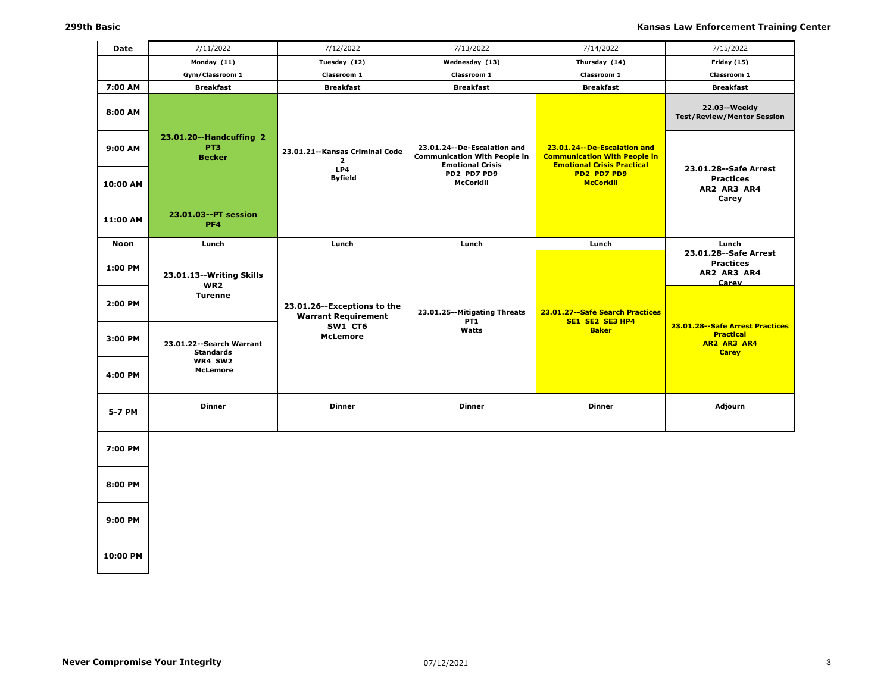| Date | 7/11/2022 | 7/12/2022 | 7/13/2022 | 7/14/2022 | 7/15/2022 |
|---|---|---|---|---|---|
| | Monday (11) | Tuesday (12) | Wednesday (13) | Thursday (14) | Friday (15) |
| | Gym/Classroom 1 | Classroom 1 | Classroom 1 | Classroom 1 | Classroom 1 |
| 7:00 AM | Breakfast | Breakfast | Breakfast | Breakfast | Breakfast |
| 8:00 AM | 23.01.20--Handcuffing 2 PT3 Becker | 23.01.21--Kansas Criminal Code 2 LP4 Byfield | 23.01.24--De-Escalation and Communication With People in Emotional Crisis PD2 PD7 PD9 McCorkill | 23.01.24--De-Escalation and Communication With People in Emotional Crisis Practical PD2 PD7 PD9 McCorkill | 22.03--Weekly Test/Review/Mentor Session |
| 9:00 AM | | | | | 23.01.28--Safe Arrest Practices AR2 AR3 AR4 Carey |
| 10:00 AM | | | | | |
| 11:00 AM | 23.01.03--PT session PF4 | | | | |
| Noon | Lunch | Lunch | Lunch | Lunch | Lunch |
| 1:00 PM | 23.01.13--Writing Skills WR2 Turenne | 23.01.26--Exceptions to the Warrant Requirement SW1 CT6 McLemore | 23.01.25--Mitigating Threats PT1 Watts | 23.01.27--Safe Search Practices SE1 SE2 SE3 HP4 Baker | 23.01.28--Safe Arrest Practices AR2 AR3 AR4 Carey |
| 2:00 PM | | | | | 23.01.28--Safe Arrest Practices Practical AR2 AR3 AR4 Carey |
| 3:00 PM | 23.01.22--Search Warrant Standards WR4 SW2 McLemore | | | | |
| 4:00 PM | | | | | |
| 5-7 PM | Dinner | Dinner | Dinner | Dinner | Adjourn |
| 7:00 PM | | | | | |
| 8:00 PM | | | | | |
| 9:00 PM | | | | | |
| 10:00 PM | | | | | |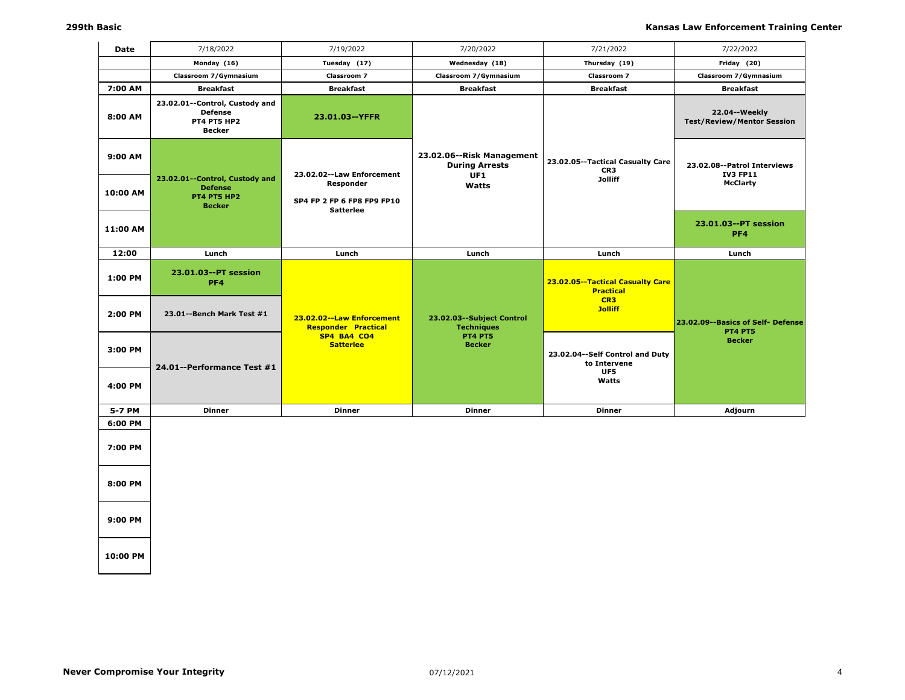| Date | 7/18/2022 | 7/19/2022 | 7/20/2022 | 7/21/2022 | 7/22/2022 |
|---|---|---|---|---|---|
| | Monday (16) | Tuesday (17) | Wednesday (18) | Thursday (19) | Friday (20) |
| | Classroom 7/Gymnasium | Classroom 7 | Classroom 7/Gymnasium | Classroom 7 | Classroom 7/Gymnasium |
| 7:00 AM | Breakfast | Breakfast | Breakfast | Breakfast | Breakfast |
| 8:00 AM | 23.02.01--Control, Custody and Defense PT4 PT5 HP2 Becker | 23.01.03--YFFR | 23.02.06--Risk Management During Arrests UF1 Watts | 23.02.05--Tactical Casualty Care CR3 Jolliff | 22.04--Weekly Test/Review/Mentor Session |
| 9:00 AM | 23.02.01--Control, Custody and Defense PT4 PT5 HP2 Becker | 23.02.02--Law Enforcement Responder SP4 FP 2 FP 6 FP8 FP9 FP10 Satterlee | | | 23.02.08--Patrol Interviews IV3 FP11 McClarty |
| 10:00 AM | | | | | |
| 11:00 AM | | | | | 23.01.03--PT session PF4 |
| 12:00 | Lunch | Lunch | Lunch | Lunch | Lunch |
| 1:00 PM | 23.01.03--PT session PF4 | 23.02.02--Law Enforcement Responder Practical SP4 BA4 CO4 Satterlee | 23.02.03--Subject Control Techniques PT4 PT5 Becker | 23.02.05--Tactical Casualty Care Practical CR3 Jolliff | 23.02.09--Basics of Self- Defense PT4 PT5 Becker |
| 2:00 PM | 23.01--Bench Mark Test #1 | | | | |
| 3:00 PM | 24.01--Performance Test #1 | | | 23.02.04--Self Control and Duty to Intervene UF5 Watts | |
| 4:00 PM | | | | | |
| 5-7 PM | Dinner | Dinner | Dinner | Dinner | Adjourn |
| 6:00 PM | | | | | |
| 7:00 PM | | | | | |
| 8:00 PM | | | | | |
| 9:00 PM | | | | | |
| 10:00 PM | | | | | |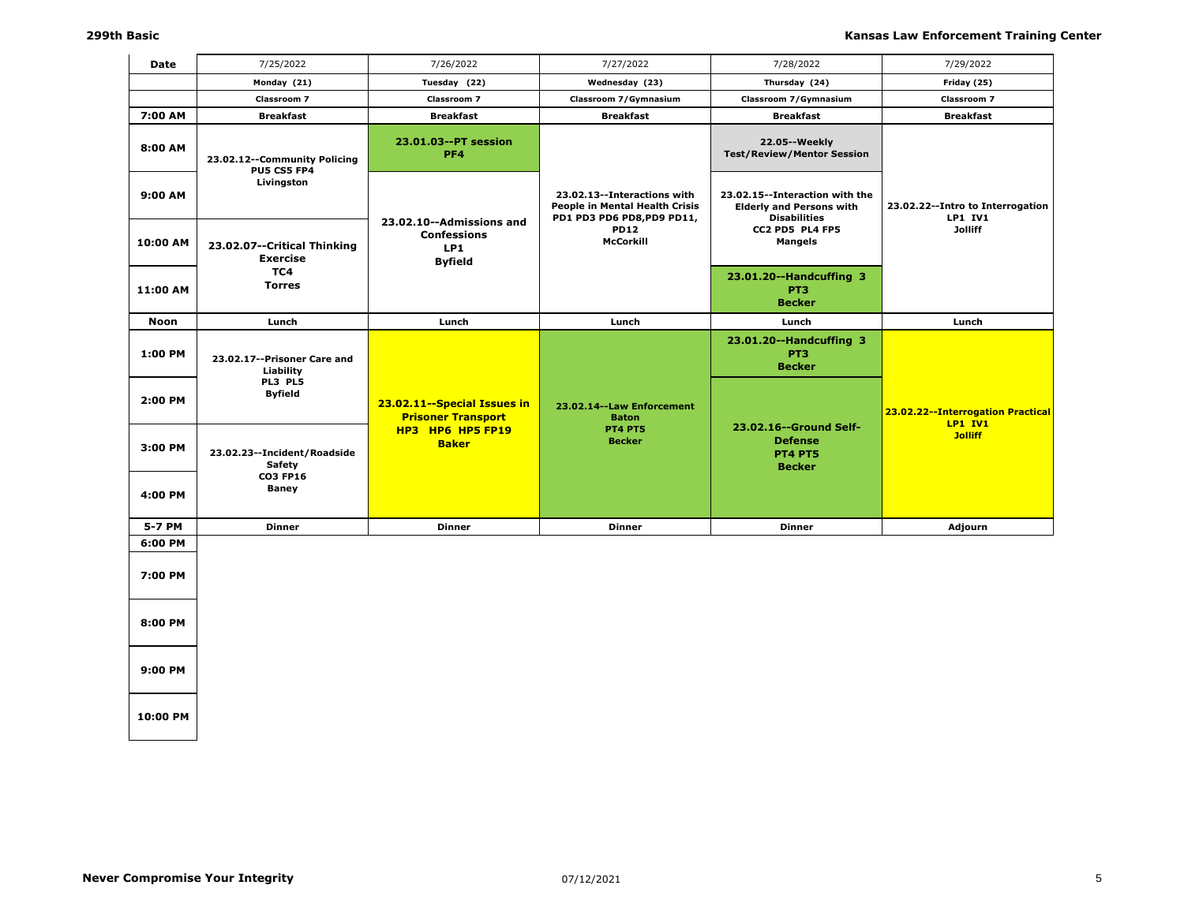| Date | 7/25/2022 | 7/26/2022 | 7/27/2022 | 7/28/2022 | 7/29/2022 |
|---|---|---|---|---|---|
| | Monday (21) | Tuesday (22) | Wednesday (23) | Thursday (24) | Friday (25) |
| | Classroom 7 | Classroom 7 | Classroom 7/Gymnasium | Classroom 7/Gymnasium | Classroom 7 |
| 7:00 AM | Breakfast | Breakfast | Breakfast | Breakfast | Breakfast |
| 8:00 AM | 23.02.12--Community Policing PU5 CS5 FP4 Livingston | 23.01.03--PT session PF4 | 23.02.13--Interactions with People in Mental Health Crisis PD1 PD3 PD6 PD8,PD9 PD11, PD12 McCorkill | 22.05--Weekly Test/Review/Mentor Session | 23.02.22--Intro to Interrogation LP1 IV1 Jolliff |
| 9:00 AM | | 23.02.10--Admissions and Confessions LP1 Byfield | | 23.02.15--Interaction with the Elderly and Persons with Disabilities CC2 PD5 PL4 FP5 Mangels | |
| 10:00 AM | 23.02.07--Critical Thinking Exercise TC4 Torres | | | | |
| 11:00 AM | | | | 23.01.20--Handcuffing 3 PT3 Becker | |
| Noon | Lunch | Lunch | Lunch | Lunch | Lunch |
| 1:00 PM | 23.02.17--Prisoner Care and Liability PL3 PL5 Byfield | 23.02.11--Special Issues in Prisoner Transport HP3 HP6 HP5 FP19 Baker | 23.02.14--Law Enforcement Baton PT4 PT5 Becker | 23.01.20--Handcuffing 3 PT3 Becker | 23.02.22--Interrogation Practical LP1 IV1 Jolliff |
| 2:00 PM | | | | 23.02.16--Ground Self-Defense PT4 PT5 Becker | |
| 3:00 PM | 23.02.23--Incident/Roadside Safety CO3 FP16 Baney | | | | |
| 4:00 PM | | | | | |
| 5-7 PM | Dinner | Dinner | Dinner | Dinner | Adjourn |
| 6:00 PM | | | | | |
| 7:00 PM | | | | | |
| 8:00 PM | | | | | |
| 9:00 PM | | | | | |
| 10:00 PM | | | | | |

**Never Compromise Your Integrity**

07/12/2021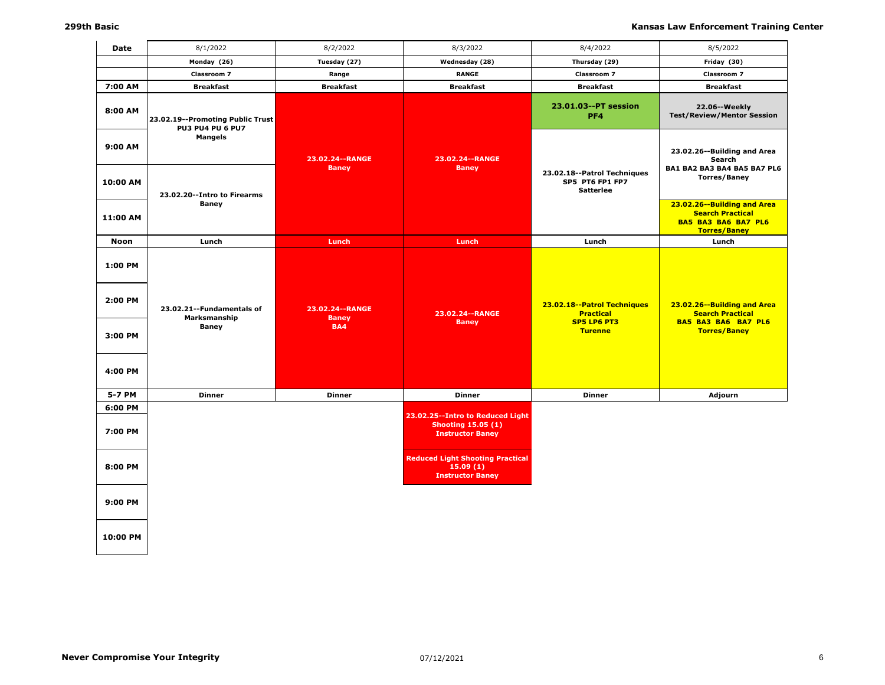| Date | 8/1/2022 | 8/2/2022 | 8/3/2022 | 8/4/2022 | 8/5/2022 |
|---|---|---|---|---|---|
| | Monday (26) | Tuesday (27) | Wednesday (28) | Thursday (29) | Friday (30) |
| | Classroom 7 | Range | RANGE | Classroom 7 | Classroom 7 |
| 7:00 AM | Breakfast | Breakfast | Breakfast | Breakfast | Breakfast |
| 8:00 AM | 23.02.19--Promoting Public Trust PU3 PU4 PU 6 PU7 Mangels | 23.02.24--RANGE Baney | 23.02.24--RANGE Baney | 23.01.03--PT session PF4 | 22.06--Weekly Test/Review/Mentor Session |
| 9:00 AM | | | | 23.02.18--Patrol Techniques SP5 PT6 FP1 FP7 Satterlee | 23.02.26--Building and Area Search BA1 BA2 BA3 BA4 BA5 BA7 PL6 Torres/Baney |
| 10:00 AM | 23.02.20--Intro to Firearms Baney | | | | |
| 11:00 AM | | | | | 23.02.26--Building and Area Search Practical BA5 BA3 BA6 BA7 PL6 Torres/Baney |
| Noon | Lunch | Lunch | Lunch | Lunch | Lunch |
| 1:00 PM | 23.02.21--Fundamentals of Marksmanship Baney | 23.02.24--RANGE Baney BA4 | 23.02.24--RANGE Baney | 23.02.18--Patrol Techniques Practical SP5 LP6 PT3 Turenne | 23.02.26--Building and Area Search Practical BA5 BA3 BA6 BA7 PL6 Torres/Baney |
| 2:00 PM | | | | | |
| 3:00 PM | | | | | |
| 4:00 PM | | | | | |
| 5-7 PM | Dinner | Dinner | Dinner | Dinner | Adjourn |
| 6:00 PM | | | | | |
| 7:00 PM | | | 23.02.25--Intro to Reduced Light Shooting 15.05 (1) Instructor Baney | | |
| 8:00 PM | | | Reduced Light Shooting Practical 15.09 (1) Instructor Baney | | |
| 9:00 PM | | | | | |
| 10:00 PM | | | | | |

**Never Compromise Your Integrity**

07/12/2021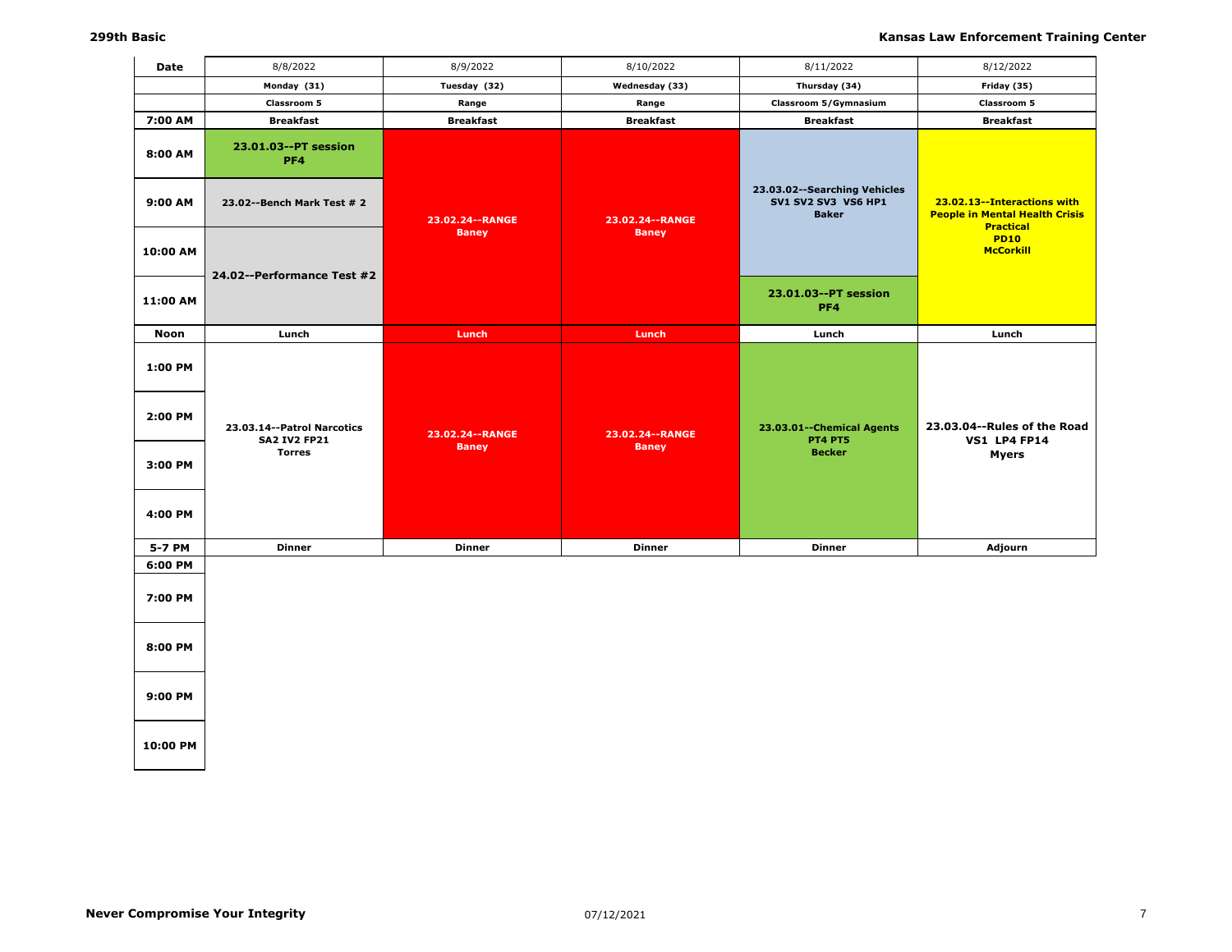| Date | 8/8/2022 | 8/9/2022 | 8/10/2022 | 8/11/2022 | 8/12/2022 |
|---|---|---|---|---|---|
| | Monday (31) | Tuesday (32) | Wednesday (33) | Thursday (34) | Friday (35) |
| | Classroom 5 | Range | Range | Classroom 5/Gymnasium | Classroom 5 |
| 7:00 AM | Breakfast | Breakfast | Breakfast | Breakfast | Breakfast |
| 8:00 AM | 23.01.03--PT session PF4 | 23.02.24--RANGE Baney | 23.02.24--RANGE Baney | 23.03.02--Searching Vehicles SV1 SV2 SV3 VS6 HP1 Baker | 23.02.13--Interactions with People in Mental Health Crisis Practical PD10 McCorkill |
| 9:00 AM | 23.02--Bench Mark Test # 2 | | | | |
| 10:00 AM | 24.02--Performance Test #2 | | | | |
| 11:00 AM | | | | 23.01.03--PT session PF4 | |
| Noon | Lunch | Lunch | Lunch | Lunch | Lunch |
| 1:00 PM | 23.03.14--Patrol Narcotics SA2 IV2 FP21 Torres | 23.02.24--RANGE Baney | 23.02.24--RANGE Baney | 23.03.01--Chemical Agents PT4 PT5 Becker | 23.03.04--Rules of the Road VS1 LP4 FP14 Myers |
| 2:00 PM | | | | | |
| 3:00 PM | | | | | |
| 4:00 PM | | | | | |
| 5-7 PM | Dinner | Dinner | Dinner | Dinner | Adjourn |
| 6:00 PM | | | | | |
| 7:00 PM | | | | | |
| 8:00 PM | | | | | |
| 9:00 PM | | | | | |
| 10:00 PM | | | | | |

**Never Compromise Your Integrity**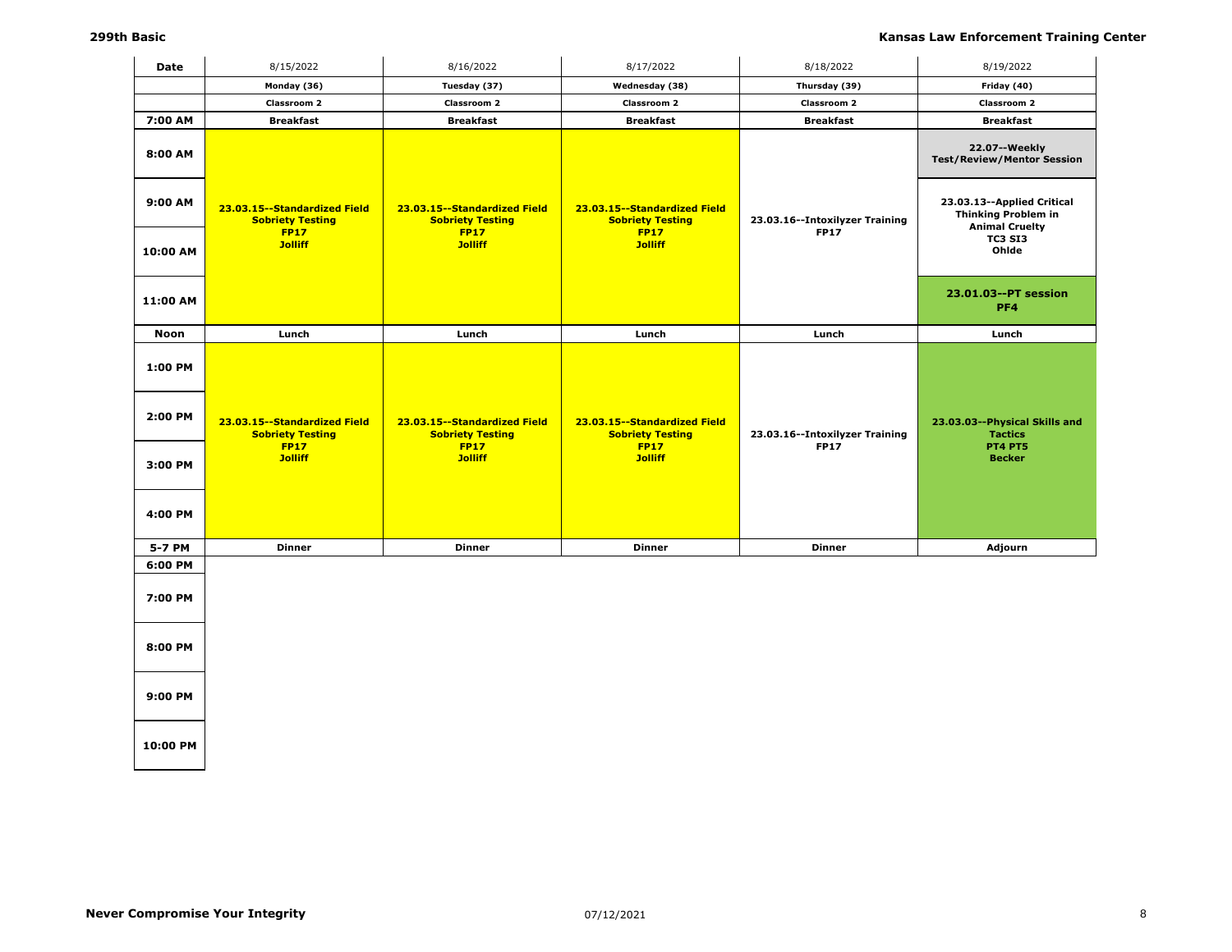| Date | 8/15/2022 | 8/16/2022 | 8/17/2022 | 8/18/2022 | 8/19/2022 |
|---|---|---|---|---|---|
| | **Monday (36)** | **Tuesday (37)** | **Wednesday (38)** | **Thursday (39)** | **Friday (40)** |
| | **Classroom 2** | **Classroom 2** | **Classroom 2** | **Classroom 2** | **Classroom 2** |
| **7:00 AM** | **Breakfast** | **Breakfast** | **Breakfast** | **Breakfast** | **Breakfast** |
| **8:00 AM** | | | | | **22.07--Weekly Test/Review/Mentor Session** |
| **9:00 AM** | **23.03.15--Standardized Field Sobriety Testing FP17 Jolliff** | **23.03.15--Standardized Field Sobriety Testing FP17 Jolliff** | **23.03.15--Standardized Field Sobriety Testing FP17 Jolliff** | **23.03.16--Intoxilyzer Training FP17** | **23.03.13--Applied Critical Thinking Problem in Animal Cruelty TC3 SI3 Ohlde** |
| **10:00 AM** | | | | | |
| **11:00 AM** | | | | | **23.01.03--PT session PF4** |
| **Noon** | **Lunch** | **Lunch** | **Lunch** | **Lunch** | **Lunch** |
| **1:00 PM** | | | | | |
| **2:00 PM** | **23.03.15--Standardized Field Sobriety Testing FP17 Jolliff** | **23.03.15--Standardized Field Sobriety Testing FP17 Jolliff** | **23.03.15--Standardized Field Sobriety Testing FP17 Jolliff** | **23.03.16--Intoxilyzer Training FP17** | **23.03.03--Physical Skills and Tactics PT4 PT5 Becker** |
| **3:00 PM** | | | | | |
| **4:00 PM** | | | | | |
| **5-7 PM** | **Dinner** | **Dinner** | **Dinner** | **Dinner** | **Adjourn** |
| **6:00 PM** | | | | | |
| **7:00 PM** | | | | | |
| **8:00 PM** | | | | | |
| **9:00 PM** | | | | | |
| **10:00 PM** | | | | | |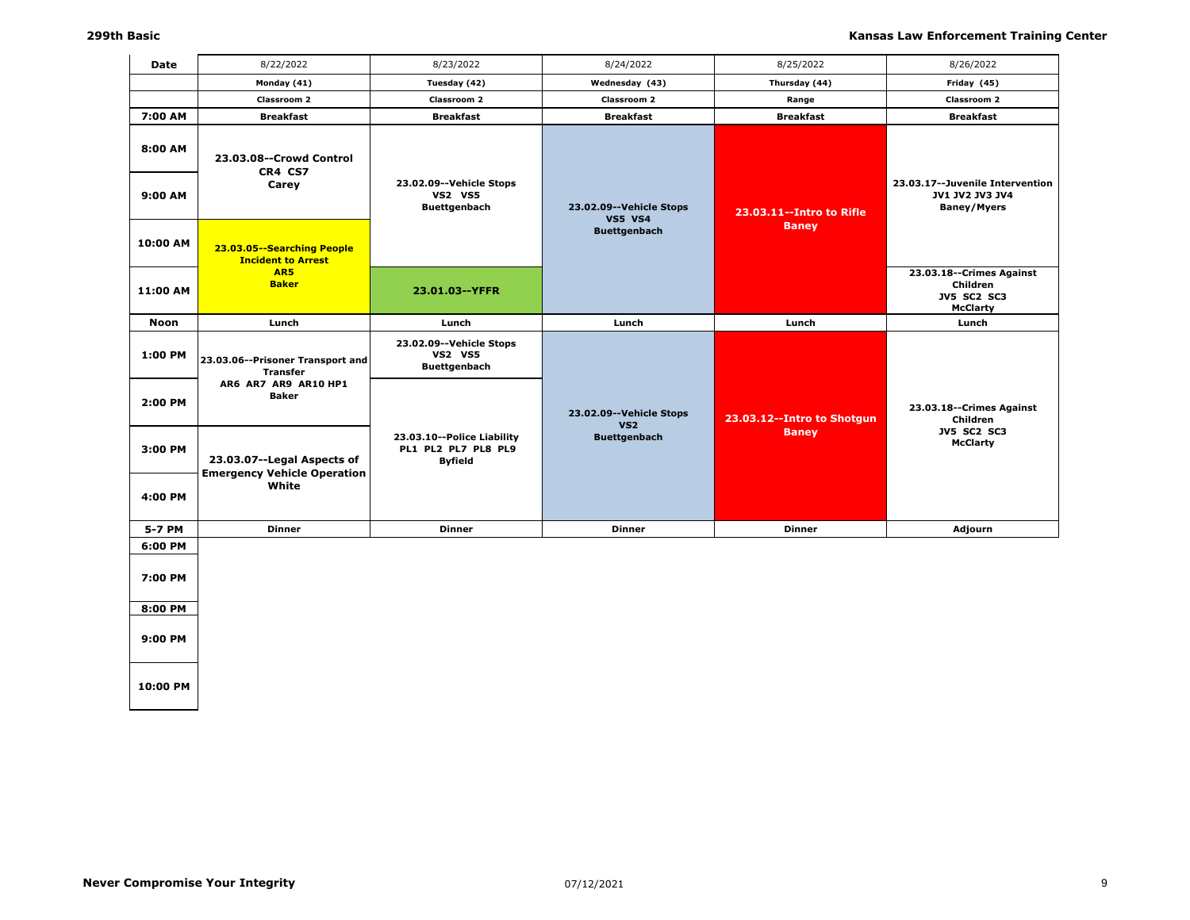| Date | 8/22/2022 | 8/23/2022 | 8/24/2022 | 8/25/2022 | 8/26/2022 |
|---|---|---|---|---|---|
| | **Monday (41)** | **Tuesday (42)** | **Wednesday (43)** | **Thursday (44)** | **Friday (45)** |
| | **Classroom 2** | **Classroom 2** | **Classroom 2** | **Range** | **Classroom 2** |
| **7:00 AM** | **Breakfast** | **Breakfast** | **Breakfast** | **Breakfast** | **Breakfast** |
| **8:00 AM** | **23.03.08--Crowd Control CR4 CS7 Carey** | **23.02.09--Vehicle Stops VS2 VS5 Buettgenbach** | **23.02.09--Vehicle Stops VS5 VS4 Buettgenbach** | **23.03.11--Intro to Rifle Baney** | **23.03.17--Juvenile Intervention JV1 JV2 JV3 JV4 Baney/Myers** |
| **9:00 AM** | | | | | |
| **10:00 AM** | **23.03.05--Searching People Incident to Arrest AR5 Baker** | | | | |
| **11:00 AM** | | **23.01.03--YFFR** | | | **23.03.18--Crimes Against Children JV5 SC2 SC3 McClarty** |
| **Noon** | **Lunch** | **Lunch** | **Lunch** | **Lunch** | **Lunch** |
| **1:00 PM** | **23.03.06--Prisoner Transport and Transfer AR6 AR7 AR9 AR10 HP1 Baker** | **23.02.09--Vehicle Stops VS2 VS5 Buettgenbach** | **23.02.09--Vehicle Stops VS2 Buettgenbach** | **23.03.12--Intro to Shotgun Baney** | **23.03.18--Crimes Against Children JV5 SC2 SC3 McClarty** |
| **2:00 PM** | | **23.03.10--Police Liability PL1 PL2 PL7 PL8 PL9 Byfield** | | | |
| **3:00 PM** | **23.03.07--Legal Aspects of Emergency Vehicle Operation White** | | | | |
| **4:00 PM** | | | | | |
| **5-7 PM** | **Dinner** | **Dinner** | **Dinner** | **Dinner** | **Adjourn** |
| **6:00 PM** | | | | | |
| **7:00 PM** | | | | | |
| **8:00 PM** | | | | | |
| **9:00 PM** | | | | | |
| **10:00 PM** | | | | | |

**Never Compromise Your Integrity**

07/12/2021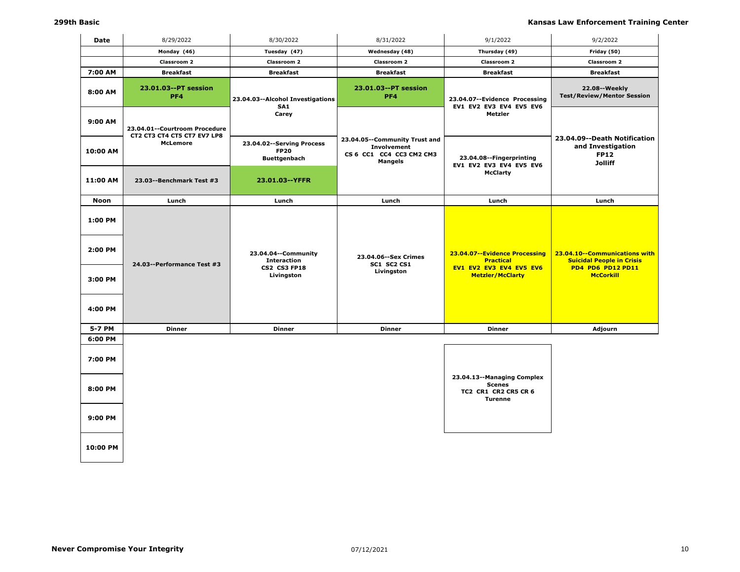| Date | 8/29/2022 | 8/30/2022 | 8/31/2022 | 9/1/2022 | 9/2/2022 |
|---|---|---|---|---|---|
| | Monday (46) | Tuesday (47) | Wednesday (48) | Thursday (49) | Friday (50) |
| | Classroom 2 | Classroom 2 | Classroom 2 | Classroom 2 | Classroom 2 |
| 7:00 AM | Breakfast | Breakfast | Breakfast | Breakfast | Breakfast |
| 8:00 AM | 23.01.03--PT session PF4 | 23.04.03--Alcohol Investigations SA1 Carey | 23.01.03--PT session PF4 | 23.04.07--Evidence Processing EV1 EV2 EV3 EV4 EV5 EV6 Metzler | 22.08--Weekly Test/Review/Mentor Session |
| 9:00 AM | 23.04.01--Courtroom Procedure CT2 CT3 CT4 CT5 CT7 EV7 LP8 McLemore | | 23.04.05--Community Trust and Involvement CS 6 CC1 CC4 CC3 CM2 CM3 Mangels | | 23.04.09--Death Notification and Investigation FP12 Jolliff |
| 10:00 AM | | 23.04.02--Serving Process FP20 Buettgenbach | | 23.04.08--Fingerprinting EV1 EV2 EV3 EV4 EV5 EV6 McClarty | |
| 11:00 AM | 23.03--Benchmark Test #3 | 23.01.03--YFFR | | | |
| Noon | Lunch | Lunch | Lunch | Lunch | Lunch |
| 1:00 PM | 24.03--Performance Test #3 | 23.04.04--Community Interaction CS2 CS3 FP18 Livingston | 23.04.06--Sex Crimes SC1 SC2 CS1 Livingston | 23.04.07--Evidence Processing Practical EV1 EV2 EV3 EV4 EV5 EV6 Metzler/McClarty | 23.04.10--Communications with Suicidal People in Crisis PD4 PD6 PD12 PD11 McCorkill |
| 2:00 PM | | | | | |
| 3:00 PM | | | | | |
| 4:00 PM | | | | | |
| 5-7 PM | Dinner | Dinner | Dinner | Dinner | Adjourn |
| 6:00 PM | | | | | |
| 7:00 PM | | | | 23.04.13--Managing Complex Scenes TC2 CR1 CR2 CR5 CR 6 Turenne | |
| 8:00 PM | | | | | |
| 9:00 PM | | | | | |
| 10:00 PM | | | | | |

**Never Compromise Your Integrity** 07/12/2021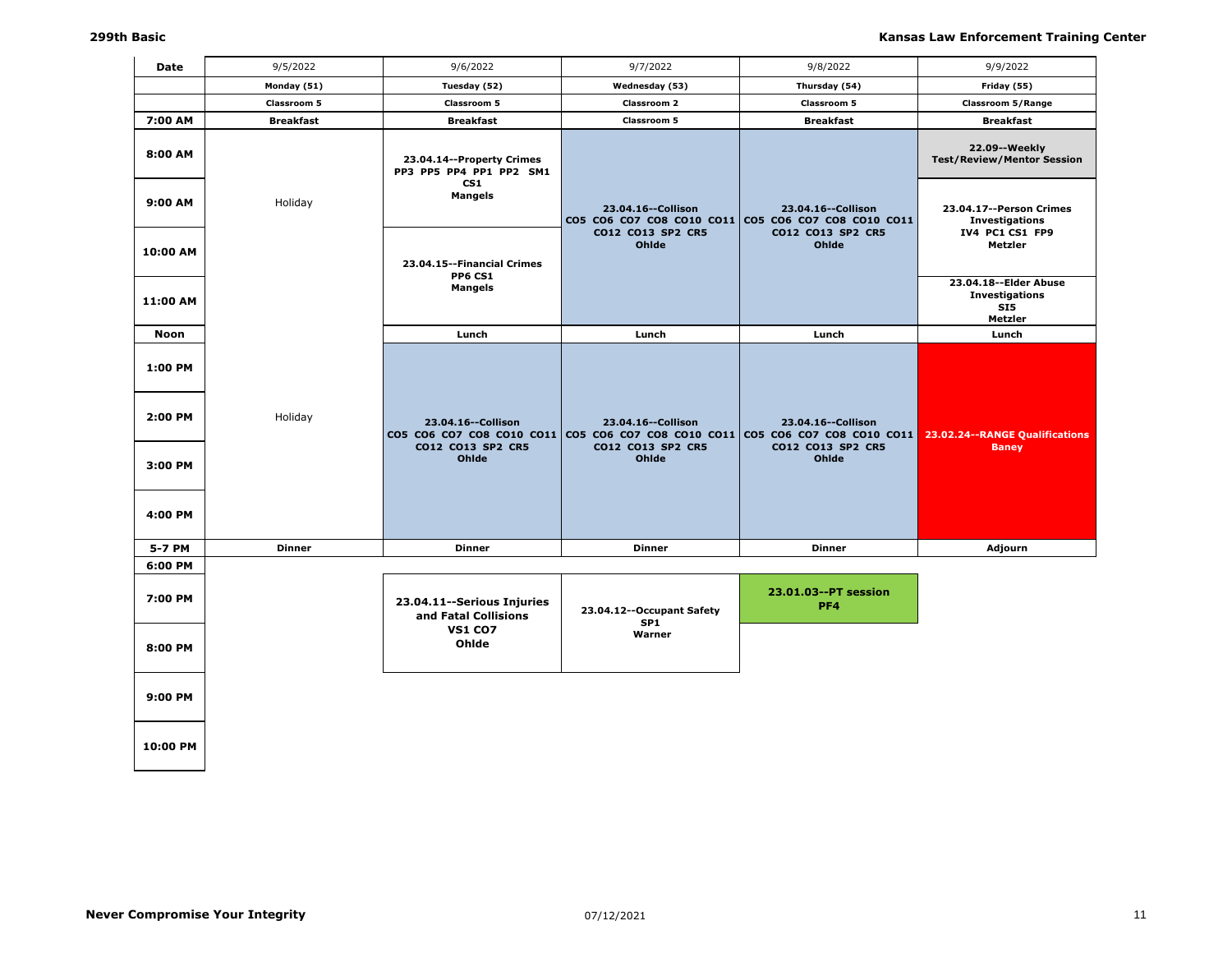| Date | 9/5/2022 | 9/6/2022 | 9/7/2022 | 9/8/2022 | 9/9/2022 |
|---|---|---|---|---|---|
| | Monday (51) | Tuesday (52) | Wednesday (53) | Thursday (54) | Friday (55) |
| | Classroom 5 | Classroom 5 | Classroom 2 | Classroom 5 | Classroom 5/Range |
| 7:00 AM | Breakfast | Breakfast | Classroom 5 | Breakfast | Breakfast |
| 8:00 AM | Holiday | 23.04.14--Property Crimes PP3 PP5 PP4 PP1 PP2 SM1 CS1 Mangels | 23.04.16--Collison CO5 CO6 CO7 CO8 CO10 CO11 CO12 CO13 SP2 CR5 Ohlde | 23.04.16--Collison CO5 CO6 CO7 CO8 CO10 CO11 CO12 CO13 SP2 CR5 Ohlde | 22.09--Weekly Test/Review/Mentor Session |
| 9:00 AM | | | | | 23.04.17--Person Crimes Investigations IV4 PC1 CS1 FP9 Metzler |
| 10:00 AM | | 23.04.15--Financial Crimes PP6 CS1 Mangels | | | |
| 11:00 AM | | | | | 23.04.18--Elder Abuse Investigations SI5 Metzler |
| Noon | | Lunch | Lunch | Lunch | Lunch |
| 1:00 PM | Holiday | 23.04.16--Collison CO5 CO6 CO7 CO8 CO10 CO11 CO12 CO13 SP2 CR5 Ohlde | 23.04.16--Collison CO5 CO6 CO7 CO8 CO10 CO11 CO12 CO13 SP2 CR5 Ohlde | 23.04.16--Collison CO5 CO6 CO7 CO8 CO10 CO11 CO12 CO13 SP2 CR5 Ohlde | 23.02.24--RANGE Qualifications Baney |
| 2:00 PM | | | | | |
| 3:00 PM | | | | | |
| 4:00 PM | | | | | |
| 5-7 PM | Dinner | Dinner | Dinner | Dinner | Adjourn |
| 6:00 PM | | | | | |
| 7:00 PM | | 23.04.11--Serious Injuries and Fatal Collisions VS1 CO7 Ohlde | 23.04.12--Occupant Safety SP1 Warner | 23.01.03--PT session PF4 | |
| 8:00 PM | | | | | |
| 9:00 PM | | | | | |
| 10:00 PM | | | | | |

**Never Compromise Your Integrity**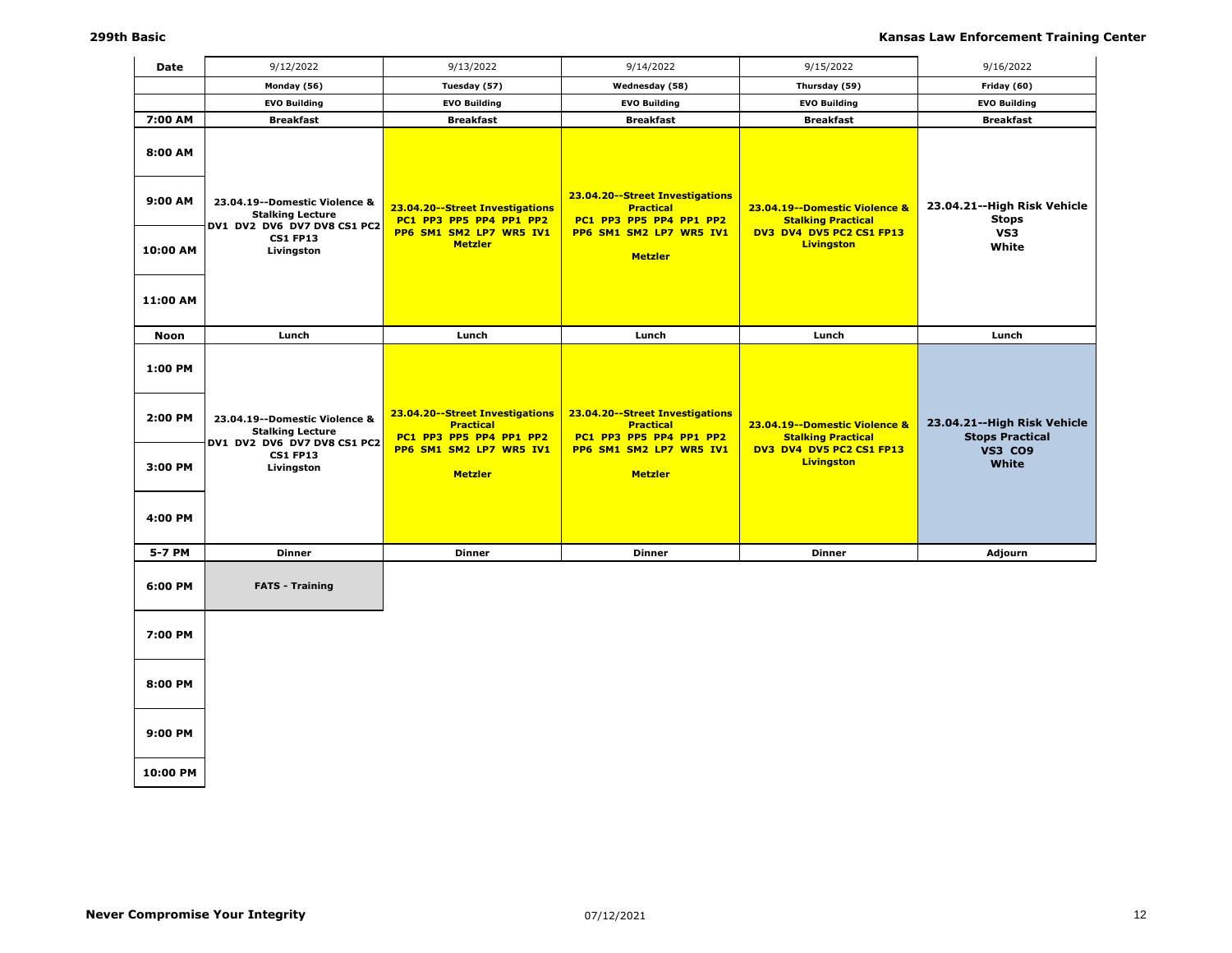| Date | 9/12/2022 | 9/13/2022 | 9/14/2022 | 9/15/2022 | 9/16/2022 |
|---|---|---|---|---|---|
| | Monday (56) | Tuesday (57) | Wednesday (58) | Thursday (59) | Friday (60) |
| | EVO Building | EVO Building | EVO Building | EVO Building | EVO Building |
| 7:00 AM | Breakfast | Breakfast | Breakfast | Breakfast | Breakfast |
| 8:00 AM – 11:00 AM | 23.04.19--Domestic Violence & Stalking Lecture DV1 DV2 DV6 DV7 DV8 CS1 PC2 CS1 FP13 Livingston | 23.04.20--Street Investigations PC1 PP3 PP5 PP4 PP1 PP2 PP6 SM1 SM2 LP7 WR5 IV1 Metzler | 23.04.20--Street Investigations Practical PC1 PP3 PP5 PP4 PP1 PP2 PP6 SM1 SM2 LP7 WR5 IV1 Metzler | 23.04.19--Domestic Violence & Stalking Practical DV3 DV4 DV5 PC2 CS1 FP13 Livingston | 23.04.21--High Risk Vehicle Stops VS3 White |
| Noon | Lunch | Lunch | Lunch | Lunch | Lunch |
| 1:00 PM – 4:00 PM | 23.04.19--Domestic Violence & Stalking Lecture DV1 DV2 DV6 DV7 DV8 CS1 PC2 CS1 FP13 Livingston | 23.04.20--Street Investigations Practical PC1 PP3 PP5 PP4 PP1 PP2 PP6 SM1 SM2 LP7 WR5 IV1 Metzler | 23.04.20--Street Investigations Practical PC1 PP3 PP5 PP4 PP1 PP2 PP6 SM1 SM2 LP7 WR5 IV1 Metzler | 23.04.19--Domestic Violence & Stalking Practical DV3 DV4 DV5 PC2 CS1 FP13 Livingston | 23.04.21--High Risk Vehicle Stops Practical VS3 CO9 White |
| 5-7 PM | Dinner | Dinner | Dinner | Dinner | Adjourn |
| 6:00 PM | FATS - Training | | | | |
| 7:00 PM | | | | | |
| 8:00 PM | | | | | |
| 9:00 PM | | | | | |
| 10:00 PM | | | | | |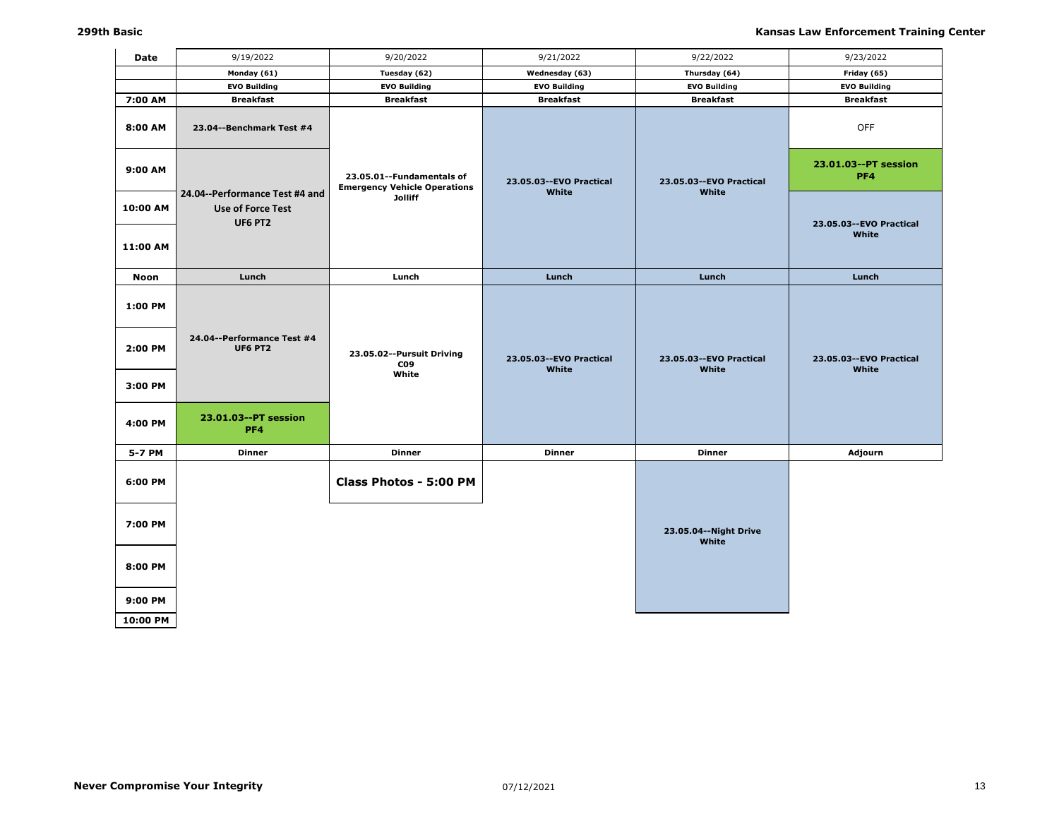| Date | 9/19/2022 | 9/20/2022 | 9/21/2022 | 9/22/2022 | 9/23/2022 |
|---|---|---|---|---|---|
| | Monday (61) | Tuesday (62) | Wednesday (63) | Thursday (64) | Friday (65) |
| | EVO Building | EVO Building | EVO Building | EVO Building | EVO Building |
| 7:00 AM | Breakfast | Breakfast | Breakfast | Breakfast | Breakfast |
| 8:00 AM | 23.04--Benchmark Test #4 | 23.05.01--Fundamentals of Emergency Vehicle Operations Jolliff | 23.05.03--EVO Practical White | 23.05.03--EVO Practical White | OFF |
| 9:00 AM | 24.04--Performance Test #4 and Use of Force Test UF6 PT2 | | | | 23.01.03--PT session PF4 |
| 10:00 AM | | | | | 23.05.03--EVO Practical White |
| 11:00 AM | | | | | |
| Noon | Lunch | Lunch | Lunch | Lunch | Lunch |
| 1:00 PM | 24.04--Performance Test #4 UF6 PT2 | 23.05.02--Pursuit Driving C09 White | 23.05.03--EVO Practical White | 23.05.03--EVO Practical White | 23.05.03--EVO Practical White |
| 2:00 PM | | | | | |
| 3:00 PM | | | | | |
| 4:00 PM | 23.01.03--PT session PF4 | | | | |
| 5-7 PM | Dinner | Dinner | Dinner | Dinner | Adjourn |
| 6:00 PM | | Class Photos - 5:00 PM | | 23.05.04--Night Drive White | |
| 7:00 PM | | | | | |
| 8:00 PM | | | | | |
| 9:00 PM | | | | | |
| 10:00 PM | | | | | |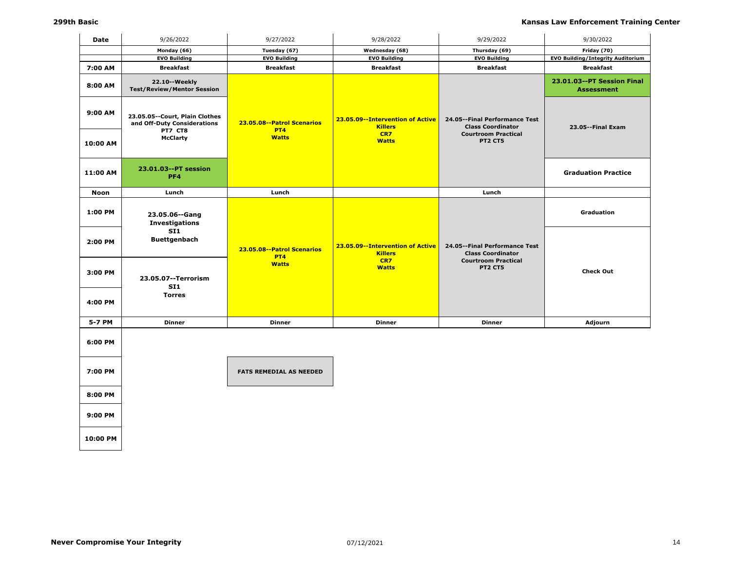| Date | 9/26/2022 | 9/27/2022 | 9/28/2022 | 9/29/2022 | 9/30/2022 |
|---|---|---|---|---|---|
| | Monday (66) | Tuesday (67) | Wednesday (68) | Thursday (69) | Friday (70) |
| | EVO Building | EVO Building | EVO Building | EVO Building | EVO Building/Integrity Auditorium |
| 7:00 AM | Breakfast | Breakfast | Breakfast | Breakfast | Breakfast |
| 8:00 AM | 22.10--Weekly Test/Review/Mentor Session | 23.05.08--Patrol Scenarios PT4 Watts | 23.05.09--Intervention of Active Killers CR7 Watts | 24.05--Final Performance Test Class Coordinator Courtroom Practical PT2 CT5 | 23.01.03--PT Session Final Assessment |
| 9:00 AM | 23.05.05--Court, Plain Clothes and Off-Duty Considerations PT7 CT8 McClarty | | | | 23.05--Final Exam |
| 10:00 AM | | | | | |
| 11:00 AM | 23.01.03--PT session PF4 | | | | Graduation Practice |
| Noon | Lunch | Lunch | | Lunch | |
| 1:00 PM | 23.05.06--Gang Investigations SI1 Buettgenbach | 23.05.08--Patrol Scenarios PT4 Watts | 23.05.09--Intervention of Active Killers CR7 Watts | 24.05--Final Performance Test Class Coordinator Courtroom Practical PT2 CT5 | Graduation |
| 2:00 PM | | | | | Check Out |
| 3:00 PM | 23.05.07--Terrorism SI1 Torres | | | | |
| 4:00 PM | | | | | |
| 5-7 PM | Dinner | Dinner | Dinner | Dinner | Adjourn |
| 6:00 PM | | | | | |
| 7:00 PM | | FATS REMEDIAL AS NEEDED | | | |
| 8:00 PM | | | | | |
| 9:00 PM | | | | | |
| 10:00 PM | | | | | |